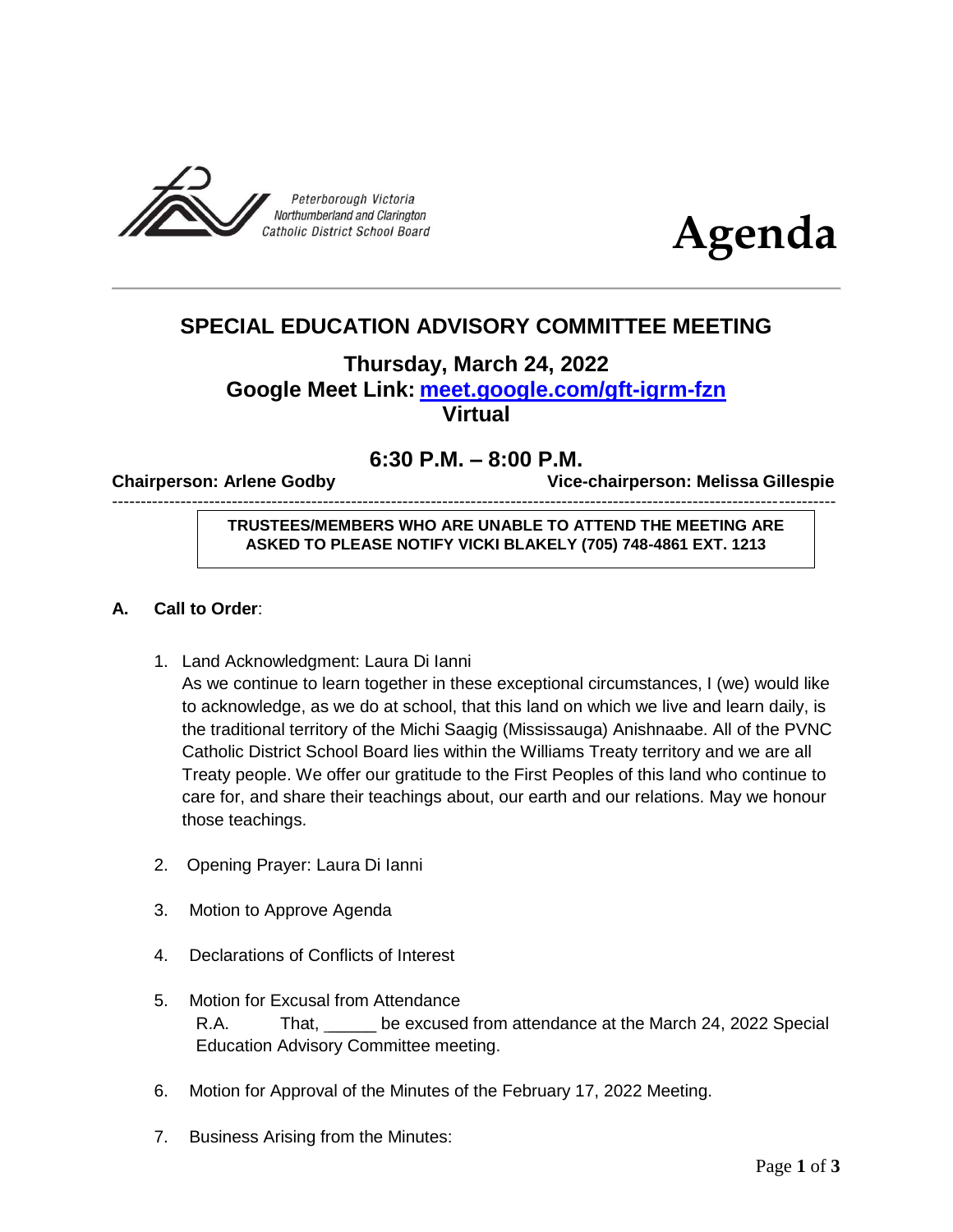Peterborough Victoria Northumberland and Clarington Catholic District School Board

# Agenda

## SPECIAL EDUCATION ADVISORY COMMITTEE MEETING

### Thursday, March 24, 2022
### Google Meet Link: [meet.google.com/gft-igrm-fzn](https://meet.google.com/gft-igrm-fzn)
### Virtual

### 6:30 P.M. – 8:00 P.M.

**Chairperson: Arlene Godby** **Vice-chairperson: Melissa Gillespie**

---

**TRUSTEES/MEMBERS WHO ARE UNABLE TO ATTEND THE MEETING ARE ASKED TO PLEASE NOTIFY VICKI BLAKELY (705) 748-4861 EXT. 1213**

**A. Call to Order**:

1. Land Acknowledgment: Laura Di Ianni
   As we continue to learn together in these exceptional circumstances, I (we) would like to acknowledge, as we do at school, that this land on which we live and learn daily, is the traditional territory of the Michi Saagig (Mississauga) Anishnaabe. All of the PVNC Catholic District School Board lies within the Williams Treaty territory and we are all Treaty people. We offer our gratitude to the First Peoples of this land who continue to care for, and share their teachings about, our earth and our relations. May we honour those teachings.

2. Opening Prayer: Laura Di Ianni

3. Motion to Approve Agenda

4. Declarations of Conflicts of Interest

5. Motion for Excusal from Attendance
   R.A. That, _____ be excused from attendance at the March 24, 2022 Special Education Advisory Committee meeting.

6. Motion for Approval of the Minutes of the February 17, 2022 Meeting.

7. Business Arising from the Minutes: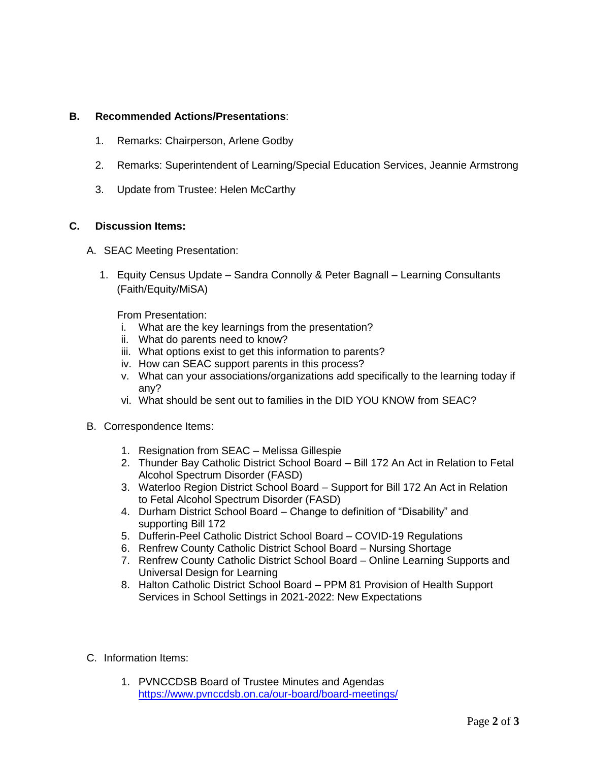**B. Recommended Actions/Presentations**:

1. Remarks: Chairperson, Arlene Godby

2. Remarks: Superintendent of Learning/Special Education Services, Jeannie Armstrong

3. Update from Trustee: Helen McCarthy

**C. Discussion Items:**

A. SEAC Meeting Presentation:

1. Equity Census Update – Sandra Connolly & Peter Bagnall – Learning Consultants (Faith/Equity/MiSA)

   From Presentation:

   i. What are the key learnings from the presentation?
   ii. What do parents need to know?
   iii. What options exist to get this information to parents?
   iv. How can SEAC support parents in this process?
   v. What can your associations/organizations add specifically to the learning today if any?
   vi. What should be sent out to families in the DID YOU KNOW from SEAC?

B. Correspondence Items:

1. Resignation from SEAC – Melissa Gillespie
2. Thunder Bay Catholic District School Board – Bill 172 An Act in Relation to Fetal Alcohol Spectrum Disorder (FASD)
3. Waterloo Region District School Board – Support for Bill 172 An Act in Relation to Fetal Alcohol Spectrum Disorder (FASD)
4. Durham District School Board – Change to definition of "Disability" and supporting Bill 172
5. Dufferin-Peel Catholic District School Board – COVID-19 Regulations
6. Renfrew County Catholic District School Board – Nursing Shortage
7. Renfrew County Catholic District School Board – Online Learning Supports and Universal Design for Learning
8. Halton Catholic District School Board – PPM 81 Provision of Health Support Services in School Settings in 2021-2022: New Expectations

C. Information Items:

1. PVNCCDSB Board of Trustee Minutes and Agendas
   https://www.pvnccdsb.on.ca/our-board/board-meetings/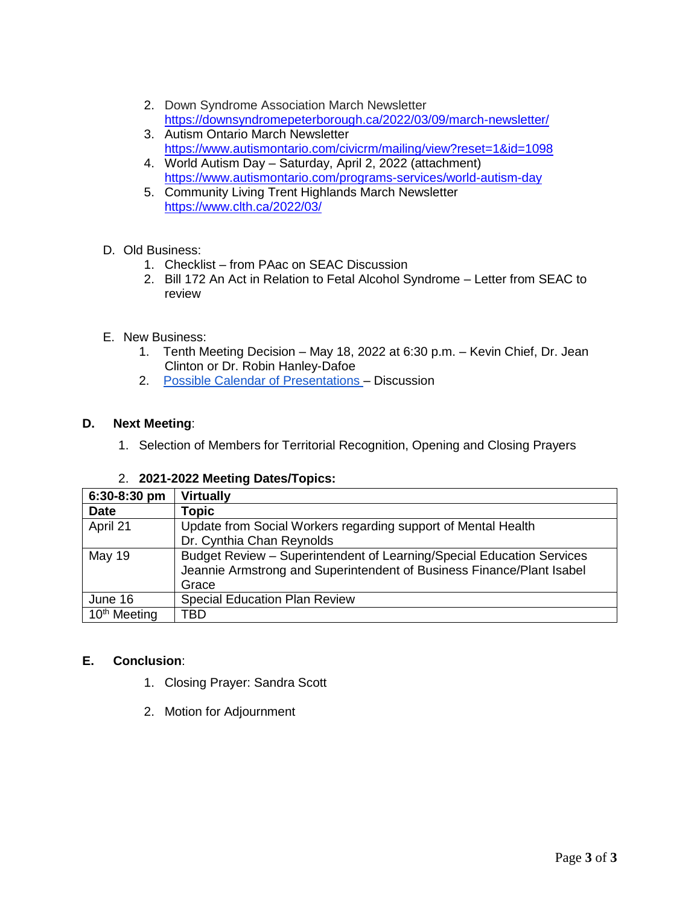2. Down Syndrome Association March Newsletter
   https://downsyndromepeterborough.ca/2022/03/09/march-newsletter/
3. Autism Ontario March Newsletter
   https://www.autismontario.com/civicrm/mailing/view?reset=1&id=1098
4. World Autism Day – Saturday, April 2, 2022 (attachment)
   https://www.autismontario.com/programs-services/world-autism-day
5. Community Living Trent Highlands March Newsletter
   https://www.clth.ca/2022/03/

D. Old Business:
   1. Checklist – from PAac on SEAC Discussion
   2. Bill 172 An Act in Relation to Fetal Alcohol Syndrome – Letter from SEAC to review

E. New Business:
   1. Tenth Meeting Decision – May 18, 2022 at 6:30 p.m. – Kevin Chief, Dr. Jean Clinton or Dr. Robin Hanley-Dafoe
   2. Possible Calendar of Presentations – Discussion

**D. Next Meeting**:

1. Selection of Members for Territorial Recognition, Opening and Closing Prayers

2. **2021-2022 Meeting Dates/Topics:**

| **6:30-8:30 pm** | **Virtually** |
|---|---|
| **Date** | **Topic** |
| April 21 | Update from Social Workers regarding support of Mental Health<br>Dr. Cynthia Chan Reynolds |
| May 19 | Budget Review – Superintendent of Learning/Special Education Services Jeannie Armstrong and Superintendent of Business Finance/Plant Isabel Grace |
| June 16 | Special Education Plan Review |
| 10th Meeting | TBD |

**E. Conclusion**:

1. Closing Prayer: Sandra Scott

2. Motion for Adjournment